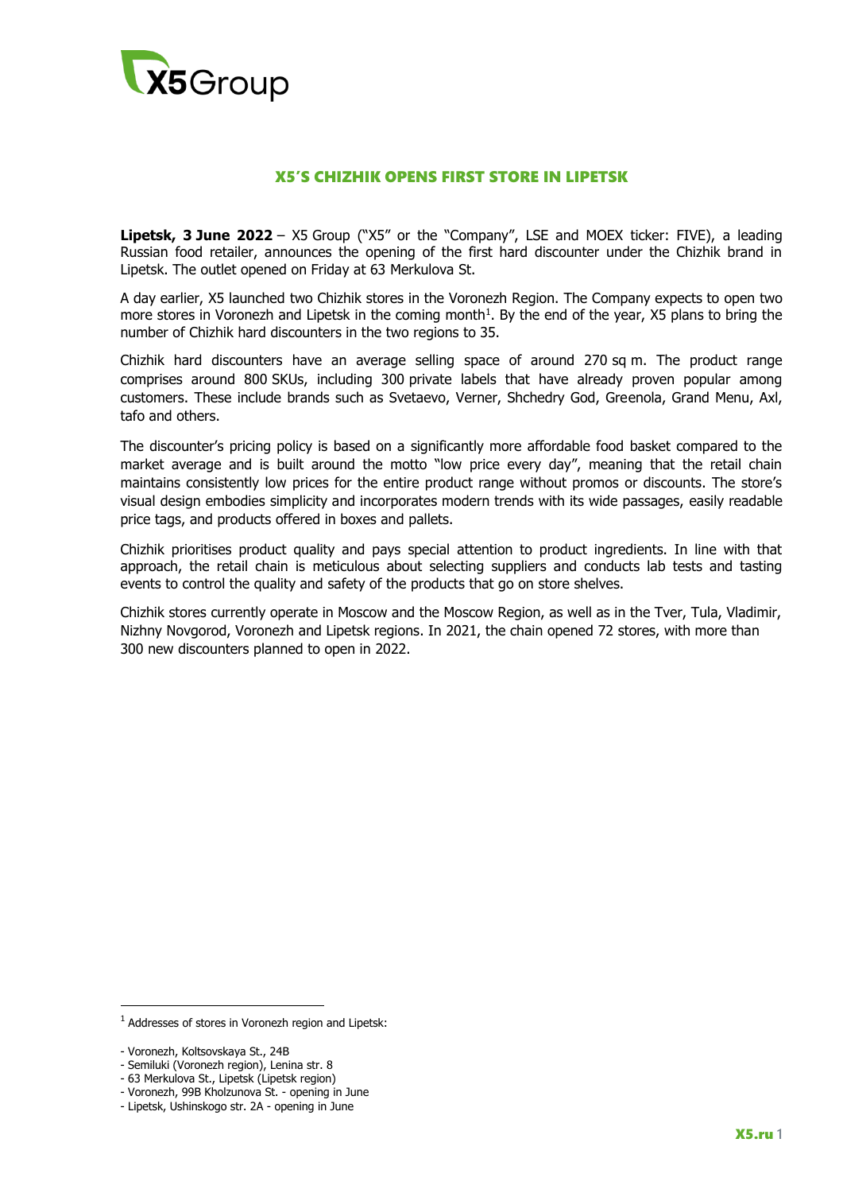# X5'S CHIZHIK OPENS FIRST STORE IN LIPETSK

**Lipetsk, 3 June 2022** – X5 Group ("X5" or the "Company", LSE and MOEX ticker: FIVE), a leading Russian food retailer, announces the opening of the first hard discounter under the Chizhik brand in Lipetsk. The outlet opened on Friday at 63 Merkulova St.

A day earlier, X5 launched two Chizhik stores in the Voronezh Region. The Company expects to open two more stores in Voronezh and Lipetsk in the coming month[1]. By the end of the year, X5 plans to bring the number of Chizhik hard discounters in the two regions to 35.

Chizhik hard discounters have an average selling space of around 270 sq m. The product range comprises around 800 SKUs, including 300 private labels that have already proven popular among customers. These include brands such as Svetaevo, Verner, Shchedry God, Greenola, Grand Menu, Axl, tafo and others.

The discounter's pricing policy is based on a significantly more affordable food basket compared to the market average and is built around the motto "low price every day", meaning that the retail chain maintains consistently low prices for the entire product range without promos or discounts. The store's visual design embodies simplicity and incorporates modern trends with its wide passages, easily readable price tags, and products offered in boxes and pallets.

Chizhik prioritises product quality and pays special attention to product ingredients. In line with that approach, the retail chain is meticulous about selecting suppliers and conducts lab tests and tasting events to control the quality and safety of the products that go on store shelves.

Chizhik stores currently operate in Moscow and the Moscow Region, as well as in the Tver, Tula, Vladimir, Nizhny Novgorod, Voronezh and Lipetsk regions. In 2021, the chain opened 72 stores, with more than 300 new discounters planned to open in 2022.

---

[1] Addresses of stores in Voronezh region and Lipetsk:

- Voronezh, Koltsovskaya St., 24B
- Semiluki (Voronezh region), Lenina str. 8
- 63 Merkulova St., Lipetsk (Lipetsk region)
- Voronezh, 99B Kholzunova St. - opening in June
- Lipetsk, Ushinskogo str. 2A - opening in June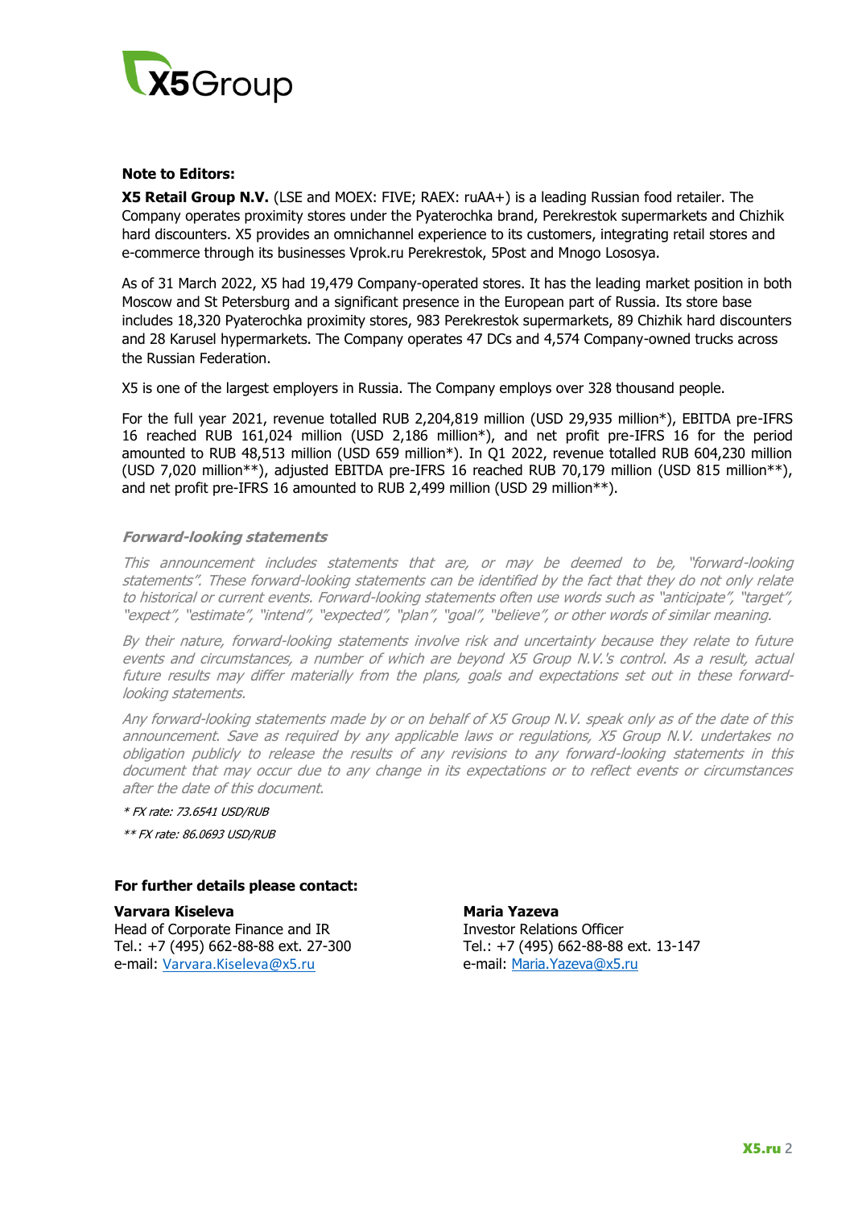**Note to Editors:**

**X5 Retail Group N.V.** (LSE and MOEX: FIVE; RAEX: ruAA+) is a leading Russian food retailer. The Company operates proximity stores under the Pyaterochka brand, Perekrestok supermarkets and Chizhik hard discounters. X5 provides an omnichannel experience to its customers, integrating retail stores and e-commerce through its businesses Vprok.ru Perekrestok, 5Post and Mnogo Lososya.

As of 31 March 2022, X5 had 19,479 Company-operated stores. It has the leading market position in both Moscow and St Petersburg and a significant presence in the European part of Russia. Its store base includes 18,320 Pyaterochka proximity stores, 983 Perekrestok supermarkets, 89 Chizhik hard discounters and 28 Karusel hypermarkets. The Company operates 47 DCs and 4,574 Company-owned trucks across the Russian Federation.

X5 is one of the largest employers in Russia. The Company employs over 328 thousand people.

For the full year 2021, revenue totalled RUB 2,204,819 million (USD 29,935 million*), EBITDA pre-IFRS 16 reached RUB 161,024 million (USD 2,186 million*), and net profit pre-IFRS 16 for the period amounted to RUB 48,513 million (USD 659 million*). In Q1 2022, revenue totalled RUB 604,230 million (USD 7,020 million**), adjusted EBITDA pre-IFRS 16 reached RUB 70,179 million (USD 815 million**), and net profit pre-IFRS 16 amounted to RUB 2,499 million (USD 29 million**).

***Forward-looking statements***

*This announcement includes statements that are, or may be deemed to be, "forward-looking statements". These forward-looking statements can be identified by the fact that they do not only relate to historical or current events. Forward-looking statements often use words such as "anticipate", "target", "expect", "estimate", "intend", "expected", "plan", "goal", "believe", or other words of similar meaning.*

*By their nature, forward-looking statements involve risk and uncertainty because they relate to future events and circumstances, a number of which are beyond X5 Group N.V.'s control. As a result, actual future results may differ materially from the plans, goals and expectations set out in these forward-looking statements.*

*Any forward-looking statements made by or on behalf of X5 Group N.V. speak only as of the date of this announcement. Save as required by any applicable laws or regulations, X5 Group N.V. undertakes no obligation publicly to release the results of any revisions to any forward-looking statements in this document that may occur due to any change in its expectations or to reflect events or circumstances after the date of this document.*

*\* FX rate: 73.6541 USD/RUB*

*\*\* FX rate: 86.0693 USD/RUB*

**For further details please contact:**

**Varvara Kiseleva**
Head of Corporate Finance and IR
Tel.: +7 (495) 662-88-88 ext. 27-300
e-mail: Varvara.Kiseleva@x5.ru

**Maria Yazeva**
Investor Relations Officer
Tel.: +7 (495) 662-88-88 ext. 13-147
e-mail: Maria.Yazeva@x5.ru